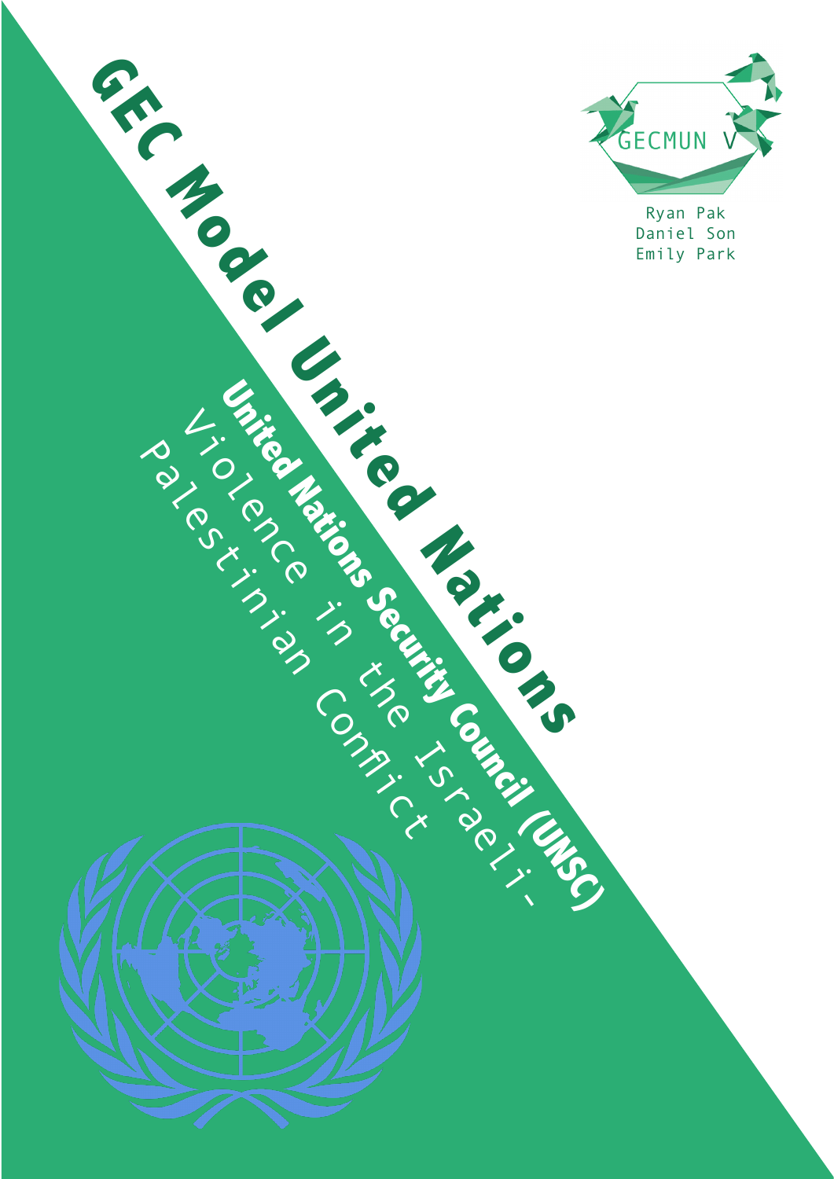# GEC Model United Nations

## United Nations Security Council (UNSC)

Violence in the Israeli-Palestinian Conflict

GECMUN V

Ryan Pak
Daniel Son
Emily Park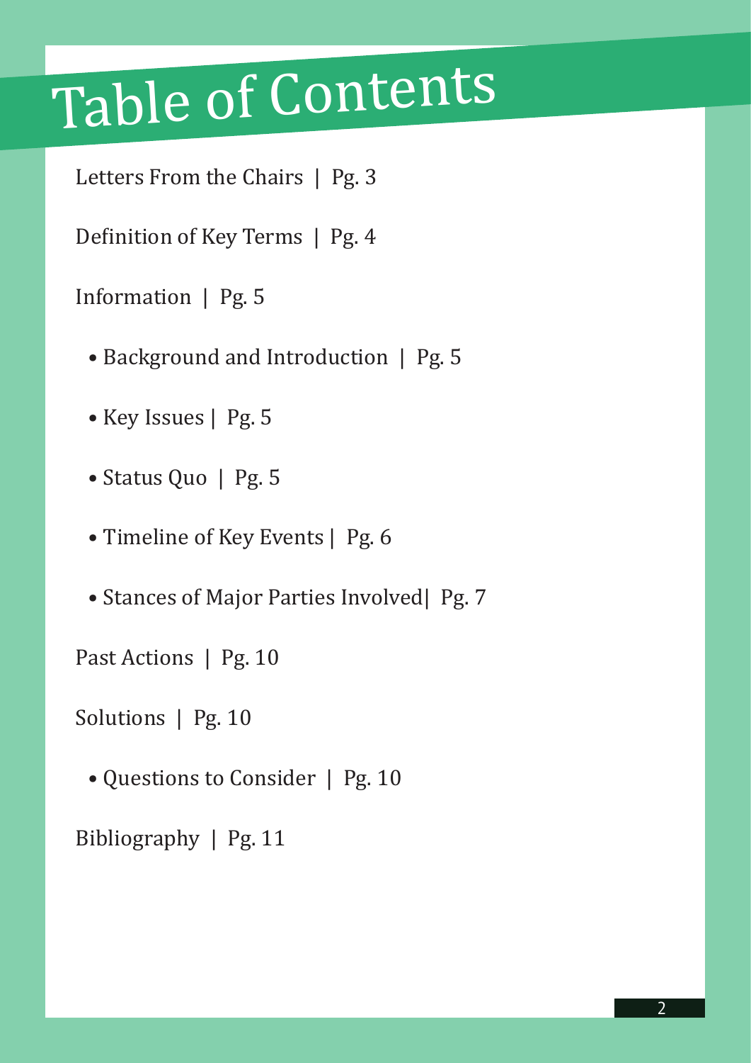# Table of Contents

Letters From the Chairs | Pg. 3

Definition of Key Terms | Pg. 4

Information | Pg. 5

- Background and Introduction | Pg. 5
- Key Issues | Pg. 5
- Status Quo | Pg. 5
- Timeline of Key Events | Pg. 6
- Stances of Major Parties Involved| Pg. 7

Past Actions | Pg. 10

Solutions | Pg. 10

- Questions to Consider | Pg. 10

Bibliography | Pg. 11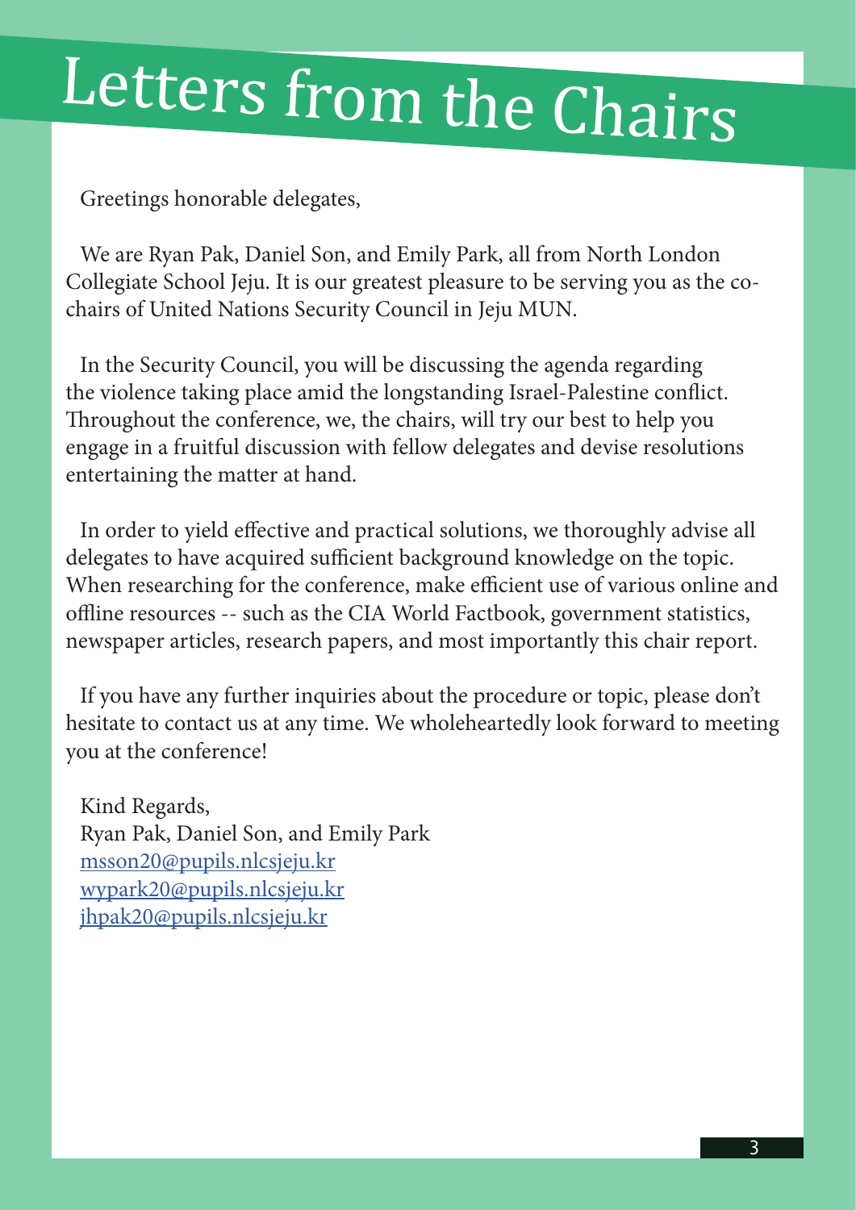# Letters from the Chairs

Greetings honorable delegates,

We are Ryan Pak, Daniel Son, and Emily Park, all from North London Collegiate School Jeju. It is our greatest pleasure to be serving you as the co-chairs of United Nations Security Council in Jeju MUN.

In the Security Council, you will be discussing the agenda regarding the violence taking place amid the longstanding Israel-Palestine conflict. Throughout the conference, we, the chairs, will try our best to help you engage in a fruitful discussion with fellow delegates and devise resolutions entertaining the matter at hand.

In order to yield effective and practical solutions, we thoroughly advise all delegates to have acquired sufficient background knowledge on the topic. When researching for the conference, make efficient use of various online and offline resources -- such as the CIA World Factbook, government statistics, newspaper articles, research papers, and most importantly this chair report.

If you have any further inquiries about the procedure or topic, please don't hesitate to contact us at any time. We wholeheartedly look forward to meeting you at the conference!

Kind Regards,
Ryan Pak, Daniel Son, and Emily Park
msson20@pupils.nlcsjeju.kr
wypark20@pupils.nlcsjeju.kr
jhpak20@pupils.nlcsjeju.kr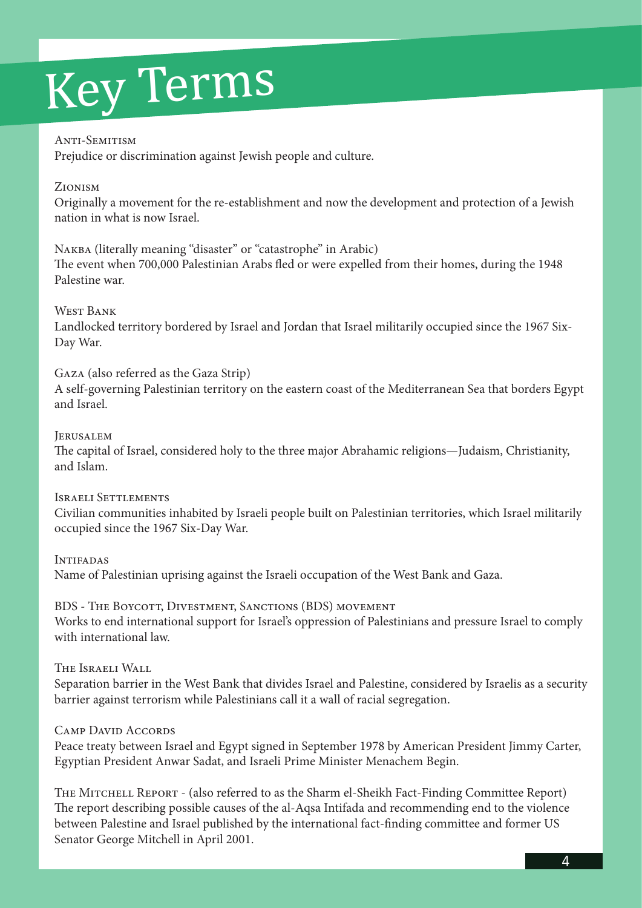# Key Terms

**Anti-Semitism**
Prejudice or discrimination against Jewish people and culture.

**Zionism**
Originally a movement for the re-establishment and now the development and protection of a Jewish nation in what is now Israel.

**Nakba** (literally meaning "disaster" or "catastrophe" in Arabic)
The event when 700,000 Palestinian Arabs fled or were expelled from their homes, during the 1948 Palestine war.

**West Bank**
Landlocked territory bordered by Israel and Jordan that Israel militarily occupied since the 1967 Six-Day War.

**Gaza** (also referred as the Gaza Strip)
A self-governing Palestinian territory on the eastern coast of the Mediterranean Sea that borders Egypt and Israel.

**Jerusalem**
The capital of Israel, considered holy to the three major Abrahamic religions—Judaism, Christianity, and Islam.

**Israeli Settlements**
Civilian communities inhabited by Israeli people built on Palestinian territories, which Israel militarily occupied since the 1967 Six-Day War.

**Intifadas**
Name of Palestinian uprising against the Israeli occupation of the West Bank and Gaza.

**BDS - The Boycott, Divestment, Sanctions (BDS) movement**
Works to end international support for Israel's oppression of Palestinians and pressure Israel to comply with international law.

**The Israeli Wall**
Separation barrier in the West Bank that divides Israel and Palestine, considered by Israelis as a security barrier against terrorism while Palestinians call it a wall of racial segregation.

**Camp David Accords**
Peace treaty between Israel and Egypt signed in September 1978 by American President Jimmy Carter, Egyptian President Anwar Sadat, and Israeli Prime Minister Menachem Begin.

**The Mitchell Report** - (also referred to as the Sharm el-Sheikh Fact-Finding Committee Report)
The report describing possible causes of the al-Aqsa Intifada and recommending end to the violence between Palestine and Israel published by the international fact-finding committee and former US Senator George Mitchell in April 2001.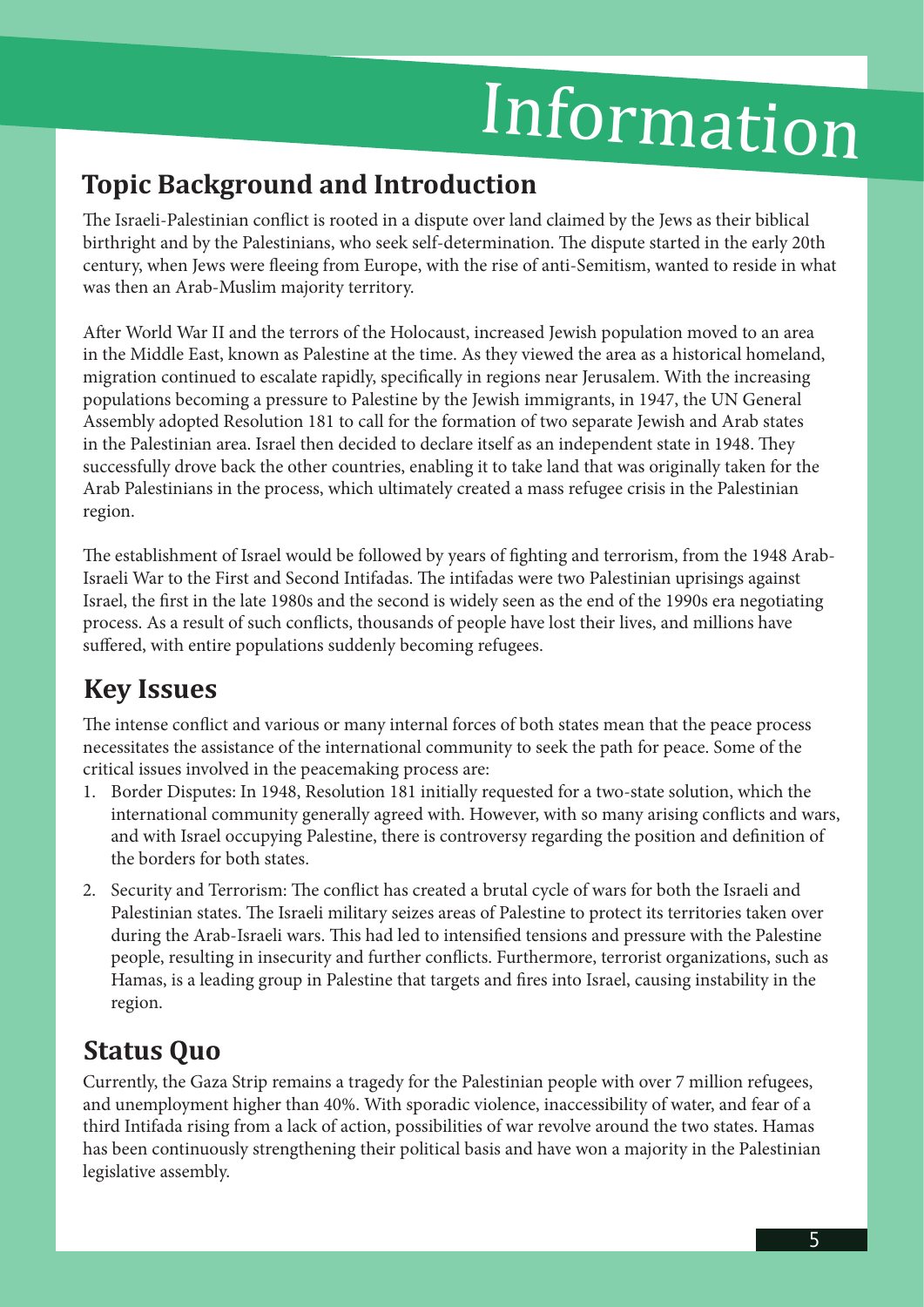# Information

## Topic Background and Introduction

The Israeli-Palestinian conflict is rooted in a dispute over land claimed by the Jews as their biblical birthright and by the Palestinians, who seek self-determination. The dispute started in the early 20th century, when Jews were fleeing from Europe, with the rise of anti-Semitism, wanted to reside in what was then an Arab-Muslim majority territory.

After World War II and the terrors of the Holocaust, increased Jewish population moved to an area in the Middle East, known as Palestine at the time. As they viewed the area as a historical homeland, migration continued to escalate rapidly, specifically in regions near Jerusalem. With the increasing populations becoming a pressure to Palestine by the Jewish immigrants, in 1947, the UN General Assembly adopted Resolution 181 to call for the formation of two separate Jewish and Arab states in the Palestinian area. Israel then decided to declare itself as an independent state in 1948. They successfully drove back the other countries, enabling it to take land that was originally taken for the Arab Palestinians in the process, which ultimately created a mass refugee crisis in the Palestinian region.

The establishment of Israel would be followed by years of fighting and terrorism, from the 1948 Arab-Israeli War to the First and Second Intifadas. The intifadas were two Palestinian uprisings against Israel, the first in the late 1980s and the second is widely seen as the end of the 1990s era negotiating process. As a result of such conflicts, thousands of people have lost their lives, and millions have suffered, with entire populations suddenly becoming refugees.

## Key Issues

The intense conflict and various or many internal forces of both states mean that the peace process necessitates the assistance of the international community to seek the path for peace. Some of the critical issues involved in the peacemaking process are:

1. Border Disputes: In 1948, Resolution 181 initially requested for a two-state solution, which the international community generally agreed with. However, with so many arising conflicts and wars, and with Israel occupying Palestine, there is controversy regarding the position and definition of the borders for both states.
2. Security and Terrorism: The conflict has created a brutal cycle of wars for both the Israeli and Palestinian states. The Israeli military seizes areas of Palestine to protect its territories taken over during the Arab-Israeli wars. This had led to intensified tensions and pressure with the Palestine people, resulting in insecurity and further conflicts. Furthermore, terrorist organizations, such as Hamas, is a leading group in Palestine that targets and fires into Israel, causing instability in the region.

## Status Quo

Currently, the Gaza Strip remains a tragedy for the Palestinian people with over 7 million refugees, and unemployment higher than 40%. With sporadic violence, inaccessibility of water, and fear of a third Intifada rising from a lack of action, possibilities of war revolve around the two states. Hamas has been continuously strengthening their political basis and have won a majority in the Palestinian legislative assembly.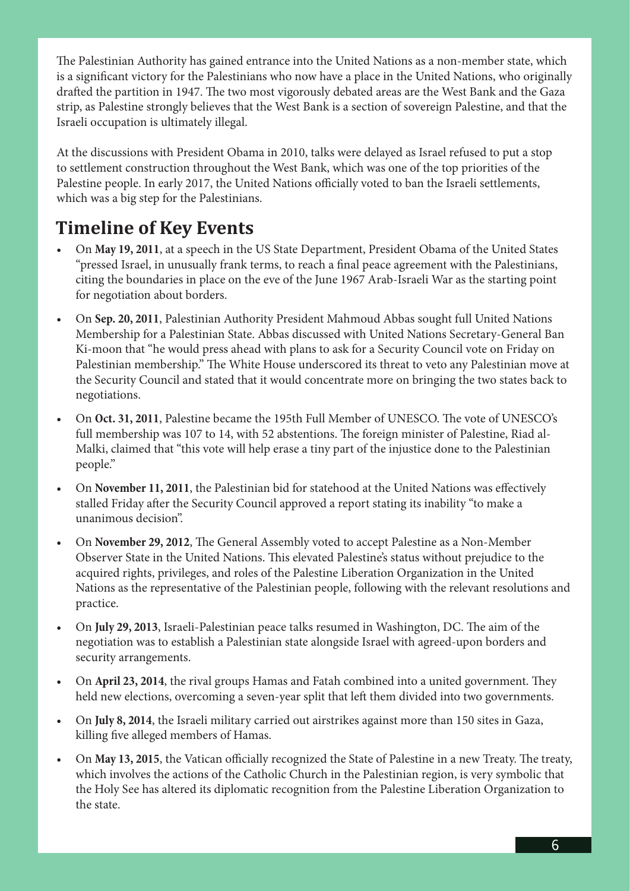The Palestinian Authority has gained entrance into the United Nations as a non-member state, which is a significant victory for the Palestinians who now have a place in the United Nations, who originally drafted the partition in 1947. The two most vigorously debated areas are the West Bank and the Gaza strip, as Palestine strongly believes that the West Bank is a section of sovereign Palestine, and that the Israeli occupation is ultimately illegal.

At the discussions with President Obama in 2010, talks were delayed as Israel refused to put a stop to settlement construction throughout the West Bank, which was one of the top priorities of the Palestine people. In early 2017, the United Nations officially voted to ban the Israeli settlements, which was a big step for the Palestinians.

## Timeline of Key Events

- On **May 19, 2011**, at a speech in the US State Department, President Obama of the United States "pressed Israel, in unusually frank terms, to reach a final peace agreement with the Palestinians, citing the boundaries in place on the eve of the June 1967 Arab-Israeli War as the starting point for negotiation about borders.
- On **Sep. 20, 2011**, Palestinian Authority President Mahmoud Abbas sought full United Nations Membership for a Palestinian State. Abbas discussed with United Nations Secretary-General Ban Ki-moon that "he would press ahead with plans to ask for a Security Council vote on Friday on Palestinian membership." The White House underscored its threat to veto any Palestinian move at the Security Council and stated that it would concentrate more on bringing the two states back to negotiations.
- On **Oct. 31, 2011**, Palestine became the 195th Full Member of UNESCO. The vote of UNESCO's full membership was 107 to 14, with 52 abstentions. The foreign minister of Palestine, Riad al-Malki, claimed that "this vote will help erase a tiny part of the injustice done to the Palestinian people."
- On **November 11, 2011**, the Palestinian bid for statehood at the United Nations was effectively stalled Friday after the Security Council approved a report stating its inability "to make a unanimous decision".
- On **November 29, 2012**, The General Assembly voted to accept Palestine as a Non-Member Observer State in the United Nations. This elevated Palestine's status without prejudice to the acquired rights, privileges, and roles of the Palestine Liberation Organization in the United Nations as the representative of the Palestinian people, following with the relevant resolutions and practice.
- On **July 29, 2013**, Israeli-Palestinian peace talks resumed in Washington, DC. The aim of the negotiation was to establish a Palestinian state alongside Israel with agreed-upon borders and security arrangements.
- On **April 23, 2014**, the rival groups Hamas and Fatah combined into a united government. They held new elections, overcoming a seven-year split that left them divided into two governments.
- On **July 8, 2014**, the Israeli military carried out airstrikes against more than 150 sites in Gaza, killing five alleged members of Hamas.
- On **May 13, 2015**, the Vatican officially recognized the State of Palestine in a new Treaty. The treaty, which involves the actions of the Catholic Church in the Palestinian region, is very symbolic that the Holy See has altered its diplomatic recognition from the Palestine Liberation Organization to the state.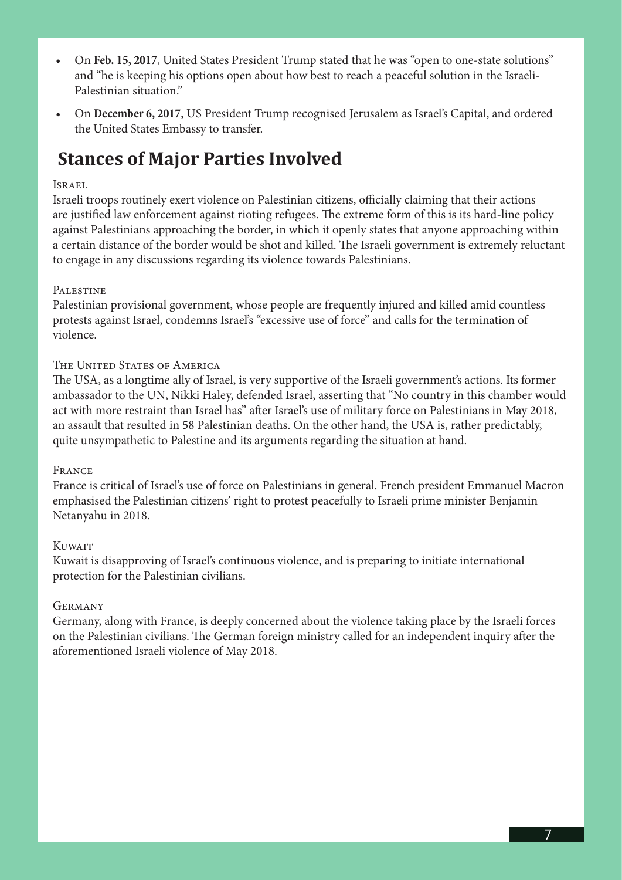- On **Feb. 15, 2017**, United States President Trump stated that he was "open to one-state solutions" and "he is keeping his options open about how best to reach a peaceful solution in the Israeli-Palestinian situation."
- On **December 6, 2017**, US President Trump recognised Jerusalem as Israel's Capital, and ordered the United States Embassy to transfer.

## Stances of Major Parties Involved

### Israel

Israeli troops routinely exert violence on Palestinian citizens, officially claiming that their actions are justified law enforcement against rioting refugees. The extreme form of this is its hard-line policy against Palestinians approaching the border, in which it openly states that anyone approaching within a certain distance of the border would be shot and killed. The Israeli government is extremely reluctant to engage in any discussions regarding its violence towards Palestinians.

### Palestine

Palestinian provisional government, whose people are frequently injured and killed amid countless protests against Israel, condemns Israel's "excessive use of force" and calls for the termination of violence.

### The United States of America

The USA, as a longtime ally of Israel, is very supportive of the Israeli government's actions. Its former ambassador to the UN, Nikki Haley, defended Israel, asserting that "No country in this chamber would act with more restraint than Israel has" after Israel's use of military force on Palestinians in May 2018, an assault that resulted in 58 Palestinian deaths. On the other hand, the USA is, rather predictably, quite unsympathetic to Palestine and its arguments regarding the situation at hand.

### France

France is critical of Israel's use of force on Palestinians in general. French president Emmanuel Macron emphasised the Palestinian citizens' right to protest peacefully to Israeli prime minister Benjamin Netanyahu in 2018.

### Kuwait

Kuwait is disapproving of Israel's continuous violence, and is preparing to initiate international protection for the Palestinian civilians.

### Germany

Germany, along with France, is deeply concerned about the violence taking place by the Israeli forces on the Palestinian civilians. The German foreign ministry called for an independent inquiry after the aforementioned Israeli violence of May 2018.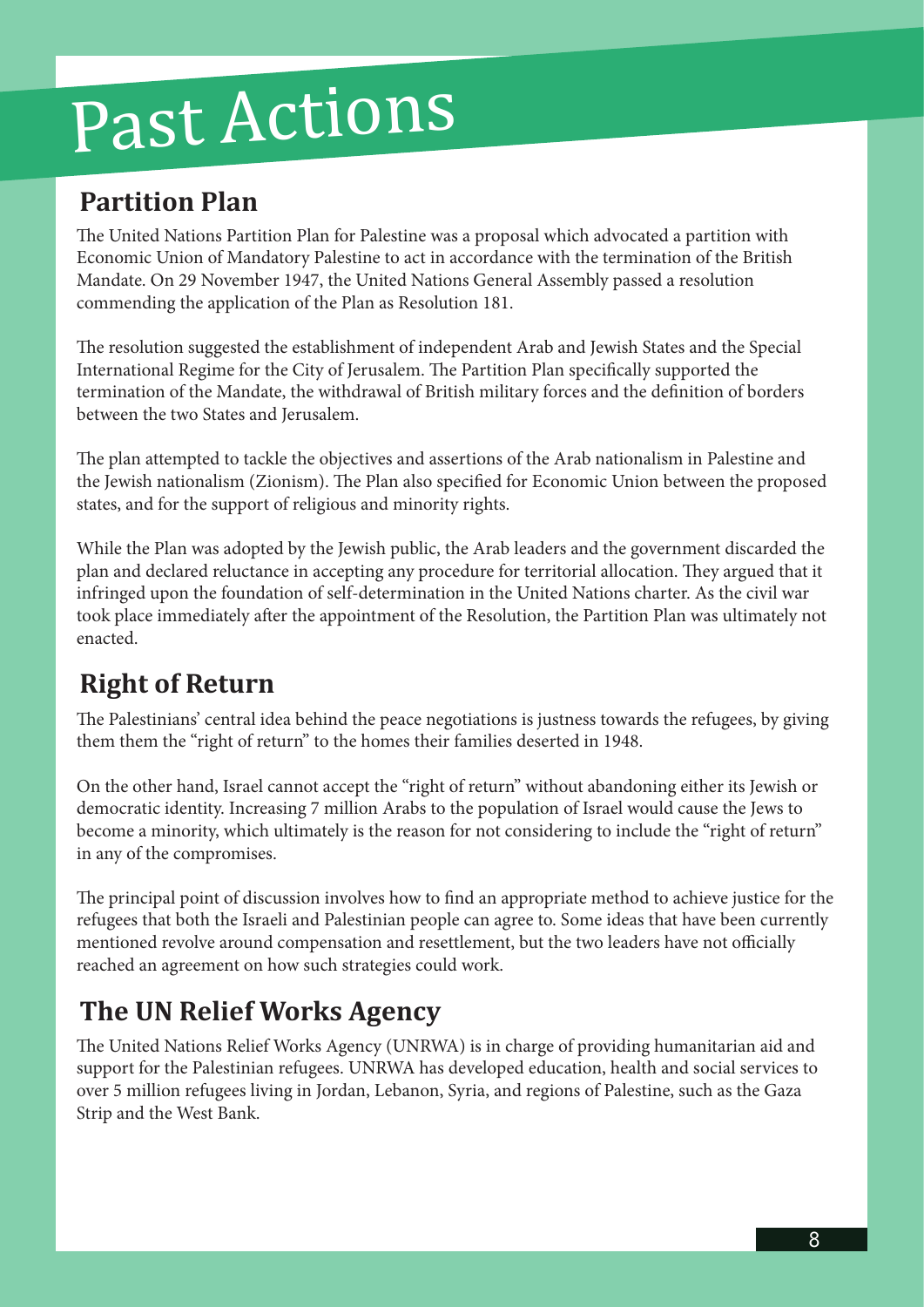# Past Actions

## Partition Plan

The United Nations Partition Plan for Palestine was a proposal which advocated a partition with Economic Union of Mandatory Palestine to act in accordance with the termination of the British Mandate. On 29 November 1947, the United Nations General Assembly passed a resolution commending the application of the Plan as Resolution 181.

The resolution suggested the establishment of independent Arab and Jewish States and the Special International Regime for the City of Jerusalem. The Partition Plan specifically supported the termination of the Mandate, the withdrawal of British military forces and the definition of borders between the two States and Jerusalem.

The plan attempted to tackle the objectives and assertions of the Arab nationalism in Palestine and the Jewish nationalism (Zionism). The Plan also specified for Economic Union between the proposed states, and for the support of religious and minority rights.

While the Plan was adopted by the Jewish public, the Arab leaders and the government discarded the plan and declared reluctance in accepting any procedure for territorial allocation. They argued that it infringed upon the foundation of self-determination in the United Nations charter. As the civil war took place immediately after the appointment of the Resolution, the Partition Plan was ultimately not enacted.

## Right of Return

The Palestinians' central idea behind the peace negotiations is justness towards the refugees, by giving them them the "right of return" to the homes their families deserted in 1948.

On the other hand, Israel cannot accept the "right of return" without abandoning either its Jewish or democratic identity. Increasing 7 million Arabs to the population of Israel would cause the Jews to become a minority, which ultimately is the reason for not considering to include the "right of return" in any of the compromises.

The principal point of discussion involves how to find an appropriate method to achieve justice for the refugees that both the Israeli and Palestinian people can agree to. Some ideas that have been currently mentioned revolve around compensation and resettlement, but the two leaders have not officially reached an agreement on how such strategies could work.

## The UN Relief Works Agency

The United Nations Relief Works Agency (UNRWA) is in charge of providing humanitarian aid and support for the Palestinian refugees. UNRWA has developed education, health and social services to over 5 million refugees living in Jordan, Lebanon, Syria, and regions of Palestine, such as the Gaza Strip and the West Bank.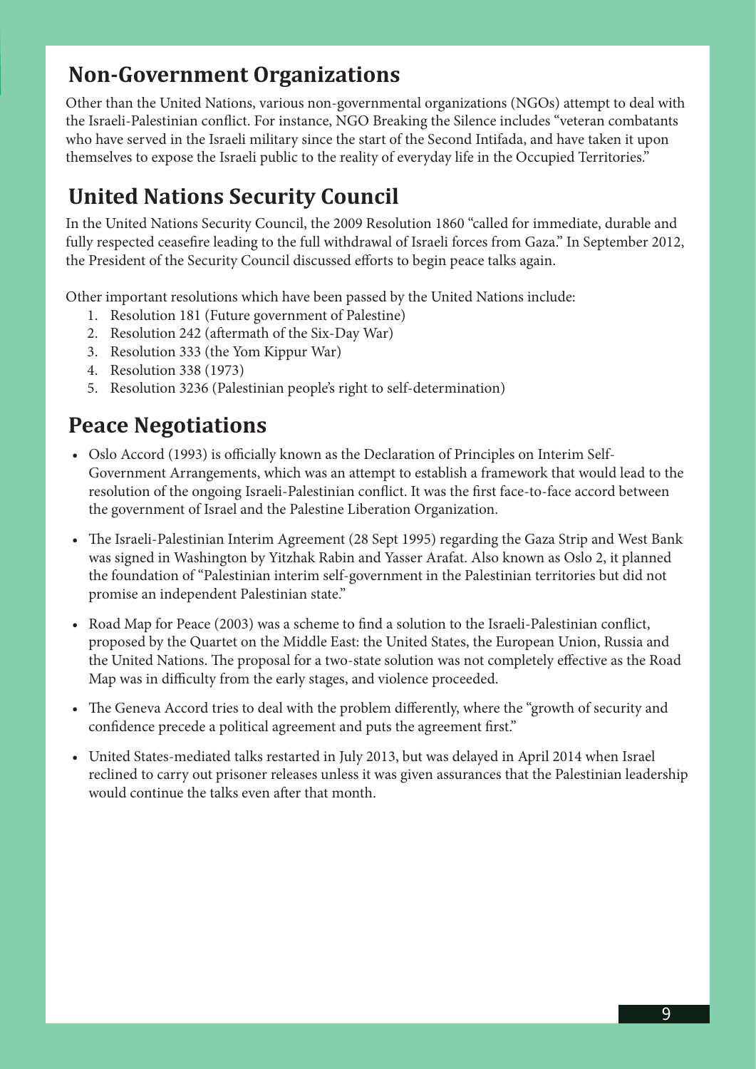## Non-Government Organizations

Other than the United Nations, various non-governmental organizations (NGOs) attempt to deal with the Israeli-Palestinian conflict. For instance, NGO Breaking the Silence includes "veteran combatants who have served in the Israeli military since the start of the Second Intifada, and have taken it upon themselves to expose the Israeli public to the reality of everyday life in the Occupied Territories."

## United Nations Security Council

In the United Nations Security Council, the 2009 Resolution 1860 "called for immediate, durable and fully respected ceasefire leading to the full withdrawal of Israeli forces from Gaza." In September 2012, the President of the Security Council discussed efforts to begin peace talks again.

Other important resolutions which have been passed by the United Nations include:

1. Resolution 181 (Future government of Palestine)
2. Resolution 242 (aftermath of the Six-Day War)
3. Resolution 333 (the Yom Kippur War)
4. Resolution 338 (1973)
5. Resolution 3236 (Palestinian people's right to self-determination)

## Peace Negotiations

- Oslo Accord (1993) is officially known as the Declaration of Principles on Interim Self-Government Arrangements, which was an attempt to establish a framework that would lead to the resolution of the ongoing Israeli-Palestinian conflict. It was the first face-to-face accord between the government of Israel and the Palestine Liberation Organization.
- The Israeli-Palestinian Interim Agreement (28 Sept 1995) regarding the Gaza Strip and West Bank was signed in Washington by Yitzhak Rabin and Yasser Arafat. Also known as Oslo 2, it planned the foundation of "Palestinian interim self-government in the Palestinian territories but did not promise an independent Palestinian state."
- Road Map for Peace (2003) was a scheme to find a solution to the Israeli-Palestinian conflict, proposed by the Quartet on the Middle East: the United States, the European Union, Russia and the United Nations. The proposal for a two-state solution was not completely effective as the Road Map was in difficulty from the early stages, and violence proceeded.
- The Geneva Accord tries to deal with the problem differently, where the "growth of security and confidence precede a political agreement and puts the agreement first."
- United States-mediated talks restarted in July 2013, but was delayed in April 2014 when Israel reclined to carry out prisoner releases unless it was given assurances that the Palestinian leadership would continue the talks even after that month.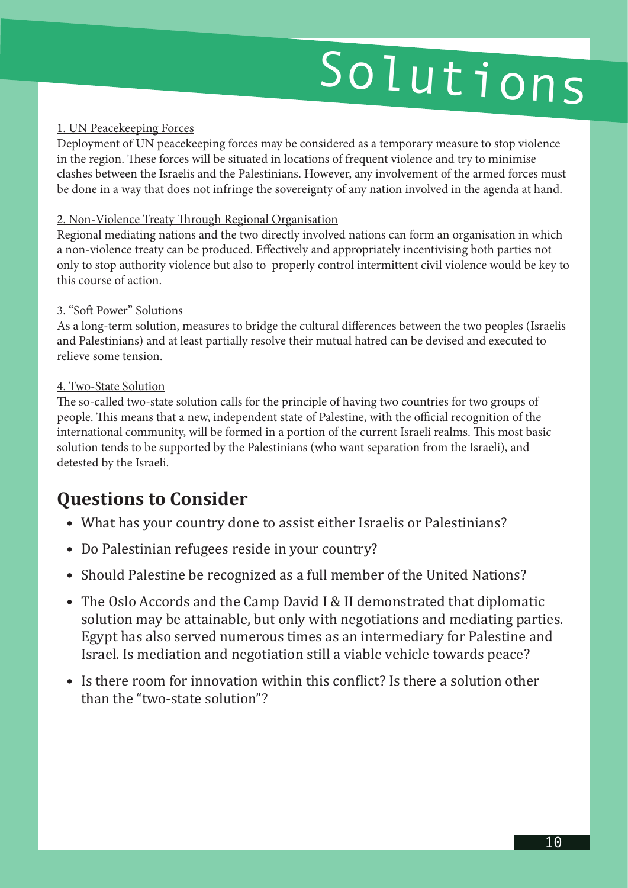# Solutions

1. UN Peacekeeping Forces

Deployment of UN peacekeeping forces may be considered as a temporary measure to stop violence in the region. These forces will be situated in locations of frequent violence and try to minimise clashes between the Israelis and the Palestinians. However, any involvement of the armed forces must be done in a way that does not infringe the sovereignty of any nation involved in the agenda at hand.

2. Non-Violence Treaty Through Regional Organisation

Regional mediating nations and the two directly involved nations can form an organisation in which a non-violence treaty can be produced. Effectively and appropriately incentivising both parties not only to stop authority violence but also to properly control intermittent civil violence would be key to this course of action.

3. "Soft Power" Solutions

As a long-term solution, measures to bridge the cultural differences between the two peoples (Israelis and Palestinians) and at least partially resolve their mutual hatred can be devised and executed to relieve some tension.

4. Two-State Solution

The so-called two-state solution calls for the principle of having two countries for two groups of people. This means that a new, independent state of Palestine, with the official recognition of the international community, will be formed in a portion of the current Israeli realms. This most basic solution tends to be supported by the Palestinians (who want separation from the Israeli), and detested by the Israeli.

## Questions to Consider

- What has your country done to assist either Israelis or Palestinians?
- Do Palestinian refugees reside in your country?
- Should Palestine be recognized as a full member of the United Nations?
- The Oslo Accords and the Camp David I & II demonstrated that diplomatic solution may be attainable, but only with negotiations and mediating parties. Egypt has also served numerous times as an intermediary for Palestine and Israel. Is mediation and negotiation still a viable vehicle towards peace?
- Is there room for innovation within this conflict? Is there a solution other than the "two-state solution"?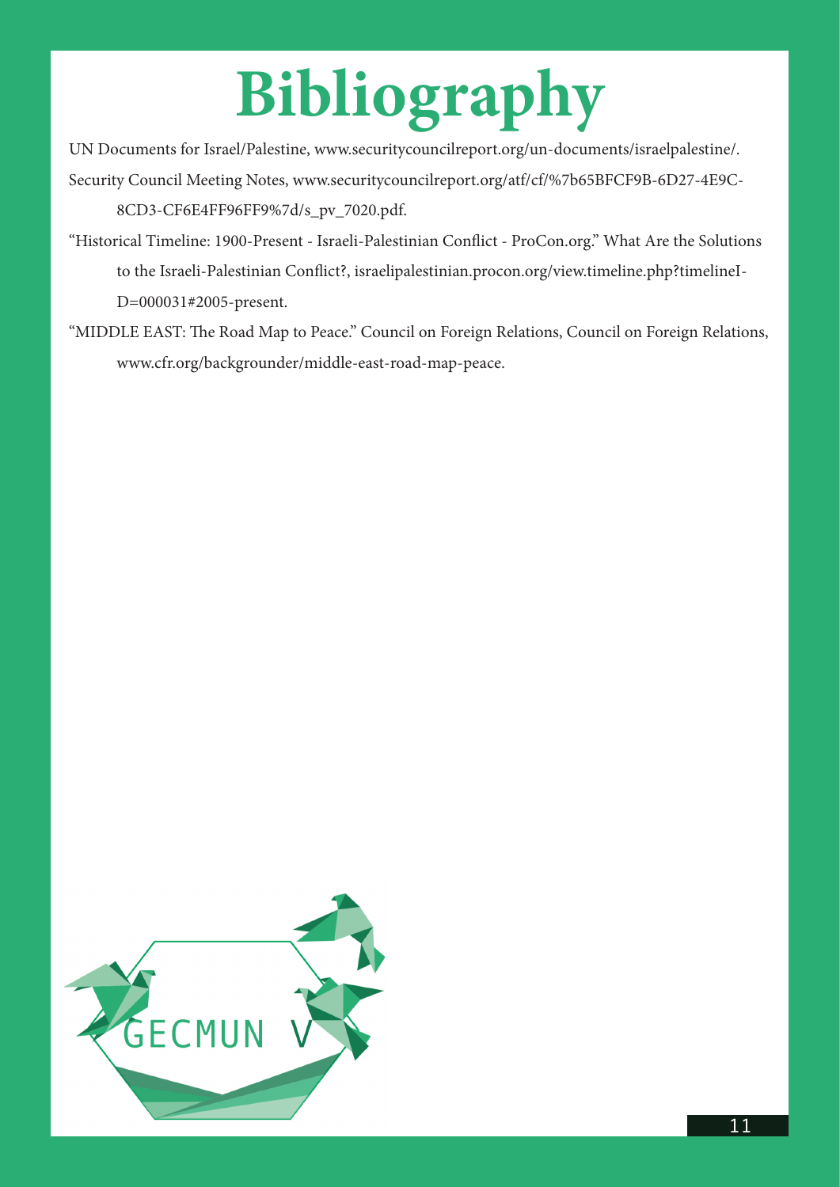# Bibliography

UN Documents for Israel/Palestine, www.securitycouncilreport.org/un-documents/israelpalestine/.

Security Council Meeting Notes, www.securitycouncilreport.org/atf/cf/%7b65BFCF9B-6D27-4E9C-8CD3-CF6E4FF96FF9%7d/s_pv_7020.pdf.

"Historical Timeline: 1900-Present - Israeli-Palestinian Conflict - ProCon.org." What Are the Solutions to the Israeli-Palestinian Conflict?, israelipalestinian.procon.org/view.timeline.php?timelineID=000031#2005-present.

"MIDDLE EAST: The Road Map to Peace." Council on Foreign Relations, Council on Foreign Relations, www.cfr.org/backgrounder/middle-east-road-map-peace.

GECMUN V